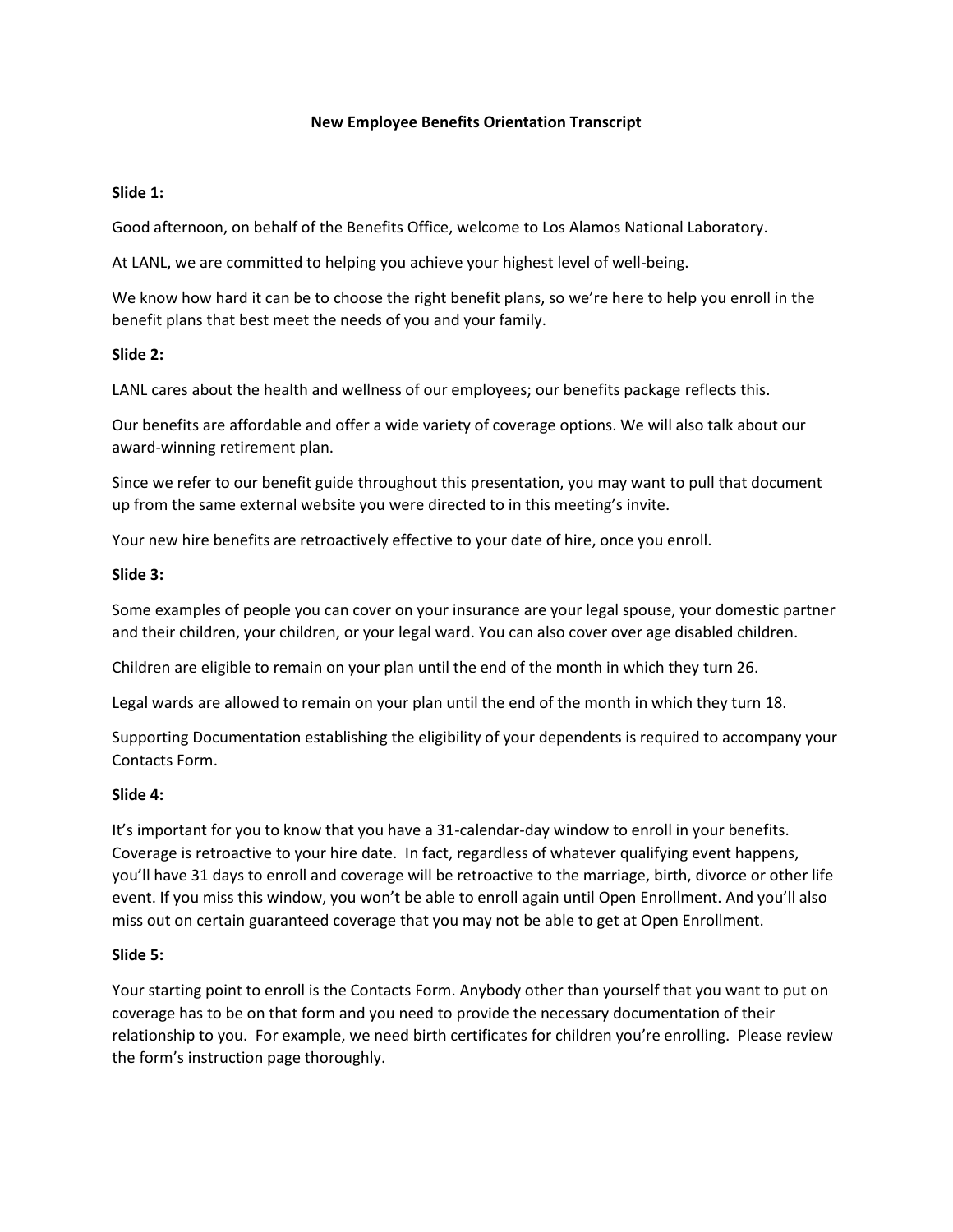# New Employee Benefits Orientation Transcript

**Slide 1:**

Good afternoon, on behalf of the Benefits Office, welcome to Los Alamos National Laboratory.

At LANL, we are committed to helping you achieve your highest level of well-being.

We know how hard it can be to choose the right benefit plans, so we're here to help you enroll in the benefit plans that best meet the needs of you and your family.

**Slide 2:**

LANL cares about the health and wellness of our employees; our benefits package reflects this.

Our benefits are affordable and offer a wide variety of coverage options. We will also talk about our award-winning retirement plan.

Since we refer to our benefit guide throughout this presentation, you may want to pull that document up from the same external website you were directed to in this meeting's invite.

Your new hire benefits are retroactively effective to your date of hire, once you enroll.

**Slide 3:**

Some examples of people you can cover on your insurance are your legal spouse, your domestic partner and their children, your children, or your legal ward. You can also cover over age disabled children.

Children are eligible to remain on your plan until the end of the month in which they turn 26.

Legal wards are allowed to remain on your plan until the end of the month in which they turn 18.

Supporting Documentation establishing the eligibility of your dependents is required to accompany your Contacts Form.

**Slide 4:**

It's important for you to know that you have a 31-calendar-day window to enroll in your benefits. Coverage is retroactive to your hire date. In fact, regardless of whatever qualifying event happens, you'll have 31 days to enroll and coverage will be retroactive to the marriage, birth, divorce or other life event. If you miss this window, you won't be able to enroll again until Open Enrollment. And you'll also miss out on certain guaranteed coverage that you may not be able to get at Open Enrollment.

**Slide 5:**

Your starting point to enroll is the Contacts Form. Anybody other than yourself that you want to put on coverage has to be on that form and you need to provide the necessary documentation of their relationship to you. For example, we need birth certificates for children you're enrolling. Please review the form's instruction page thoroughly.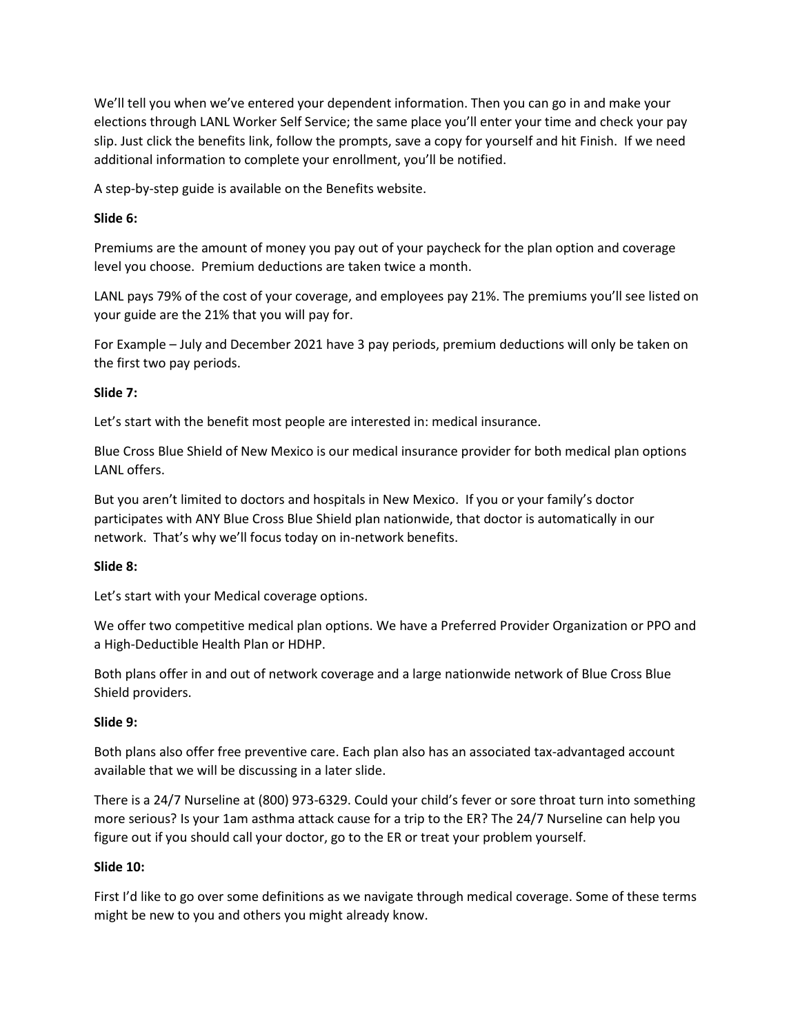We'll tell you when we've entered your dependent information. Then you can go in and make your elections through LANL Worker Self Service; the same place you'll enter your time and check your pay slip. Just click the benefits link, follow the prompts, save a copy for yourself and hit Finish. If we need additional information to complete your enrollment, you'll be notified.

A step-by-step guide is available on the Benefits website.

**Slide 6:**

Premiums are the amount of money you pay out of your paycheck for the plan option and coverage level you choose. Premium deductions are taken twice a month.

LANL pays 79% of the cost of your coverage, and employees pay 21%. The premiums you'll see listed on your guide are the 21% that you will pay for.

For Example – July and December 2021 have 3 pay periods, premium deductions will only be taken on the first two pay periods.

**Slide 7:**

Let's start with the benefit most people are interested in: medical insurance.

Blue Cross Blue Shield of New Mexico is our medical insurance provider for both medical plan options LANL offers.

But you aren't limited to doctors and hospitals in New Mexico. If you or your family's doctor participates with ANY Blue Cross Blue Shield plan nationwide, that doctor is automatically in our network. That's why we'll focus today on in-network benefits.

**Slide 8:**

Let's start with your Medical coverage options.

We offer two competitive medical plan options. We have a Preferred Provider Organization or PPO and a High-Deductible Health Plan or HDHP.

Both plans offer in and out of network coverage and a large nationwide network of Blue Cross Blue Shield providers.

**Slide 9:**

Both plans also offer free preventive care. Each plan also has an associated tax-advantaged account available that we will be discussing in a later slide.

There is a 24/7 Nurseline at (800) 973-6329. Could your child's fever or sore throat turn into something more serious? Is your 1am asthma attack cause for a trip to the ER? The 24/7 Nurseline can help you figure out if you should call your doctor, go to the ER or treat your problem yourself.

**Slide 10:**

First I'd like to go over some definitions as we navigate through medical coverage. Some of these terms might be new to you and others you might already know.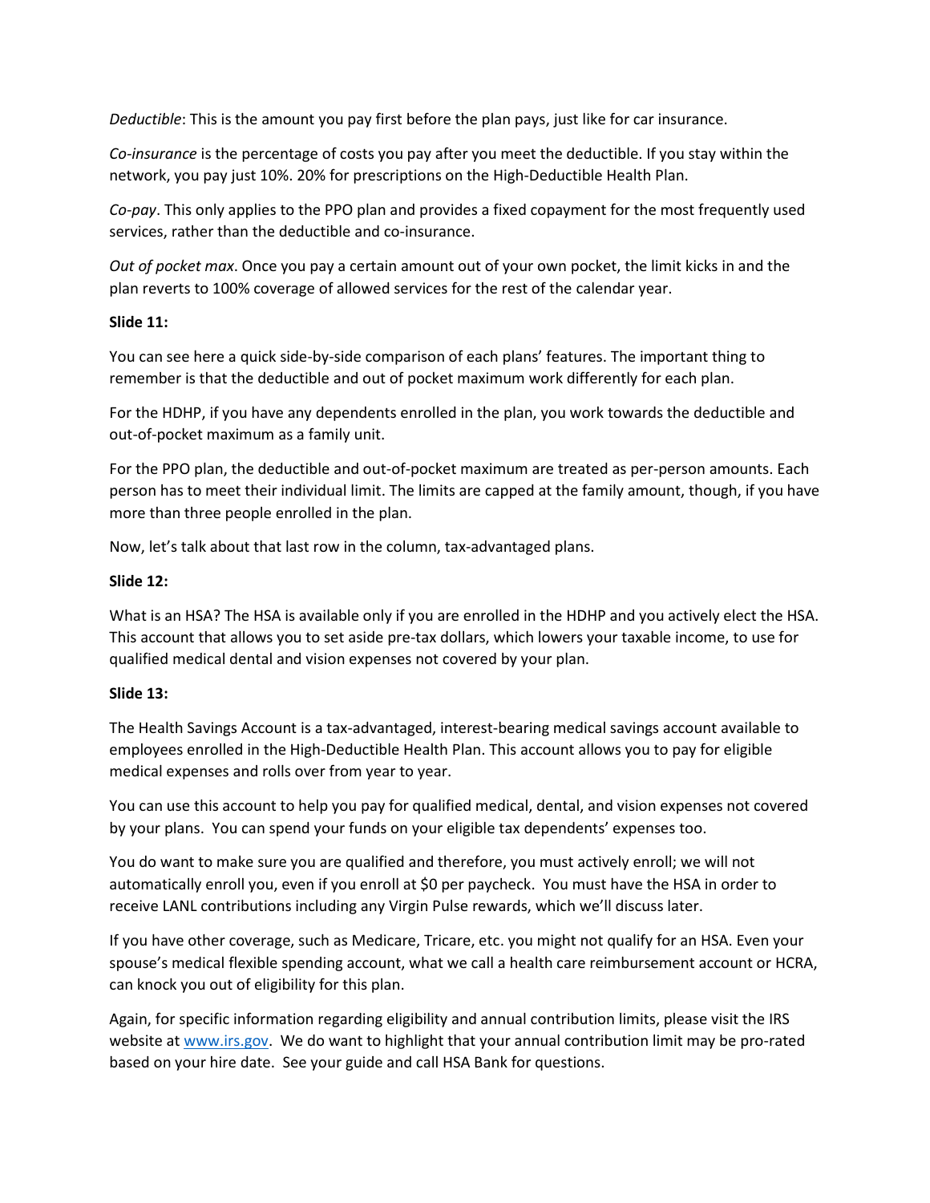*Deductible*: This is the amount you pay first before the plan pays, just like for car insurance.

*Co-insurance* is the percentage of costs you pay after you meet the deductible. If you stay within the network, you pay just 10%. 20% for prescriptions on the High-Deductible Health Plan.

*Co-pay*. This only applies to the PPO plan and provides a fixed copayment for the most frequently used services, rather than the deductible and co-insurance.

*Out of pocket max*. Once you pay a certain amount out of your own pocket, the limit kicks in and the plan reverts to 100% coverage of allowed services for the rest of the calendar year.

**Slide 11:**

You can see here a quick side-by-side comparison of each plans' features. The important thing to remember is that the deductible and out of pocket maximum work differently for each plan.

For the HDHP, if you have any dependents enrolled in the plan, you work towards the deductible and out-of-pocket maximum as a family unit.

For the PPO plan, the deductible and out-of-pocket maximum are treated as per-person amounts. Each person has to meet their individual limit. The limits are capped at the family amount, though, if you have more than three people enrolled in the plan.

Now, let's talk about that last row in the column, tax-advantaged plans.

**Slide 12:**

What is an HSA? The HSA is available only if you are enrolled in the HDHP and you actively elect the HSA. This account that allows you to set aside pre-tax dollars, which lowers your taxable income, to use for qualified medical dental and vision expenses not covered by your plan.

**Slide 13:**

The Health Savings Account is a tax-advantaged, interest-bearing medical savings account available to employees enrolled in the High-Deductible Health Plan. This account allows you to pay for eligible medical expenses and rolls over from year to year.

You can use this account to help you pay for qualified medical, dental, and vision expenses not covered by your plans. You can spend your funds on your eligible tax dependents' expenses too.

You do want to make sure you are qualified and therefore, you must actively enroll; we will not automatically enroll you, even if you enroll at $0 per paycheck. You must have the HSA in order to receive LANL contributions including any Virgin Pulse rewards, which we'll discuss later.

If you have other coverage, such as Medicare, Tricare, etc. you might not qualify for an HSA. Even your spouse's medical flexible spending account, what we call a health care reimbursement account or HCRA, can knock you out of eligibility for this plan.

Again, for specific information regarding eligibility and annual contribution limits, please visit the IRS website at [www.irs.gov](www.irs.gov). We do want to highlight that your annual contribution limit may be pro-rated based on your hire date. See your guide and call HSA Bank for questions.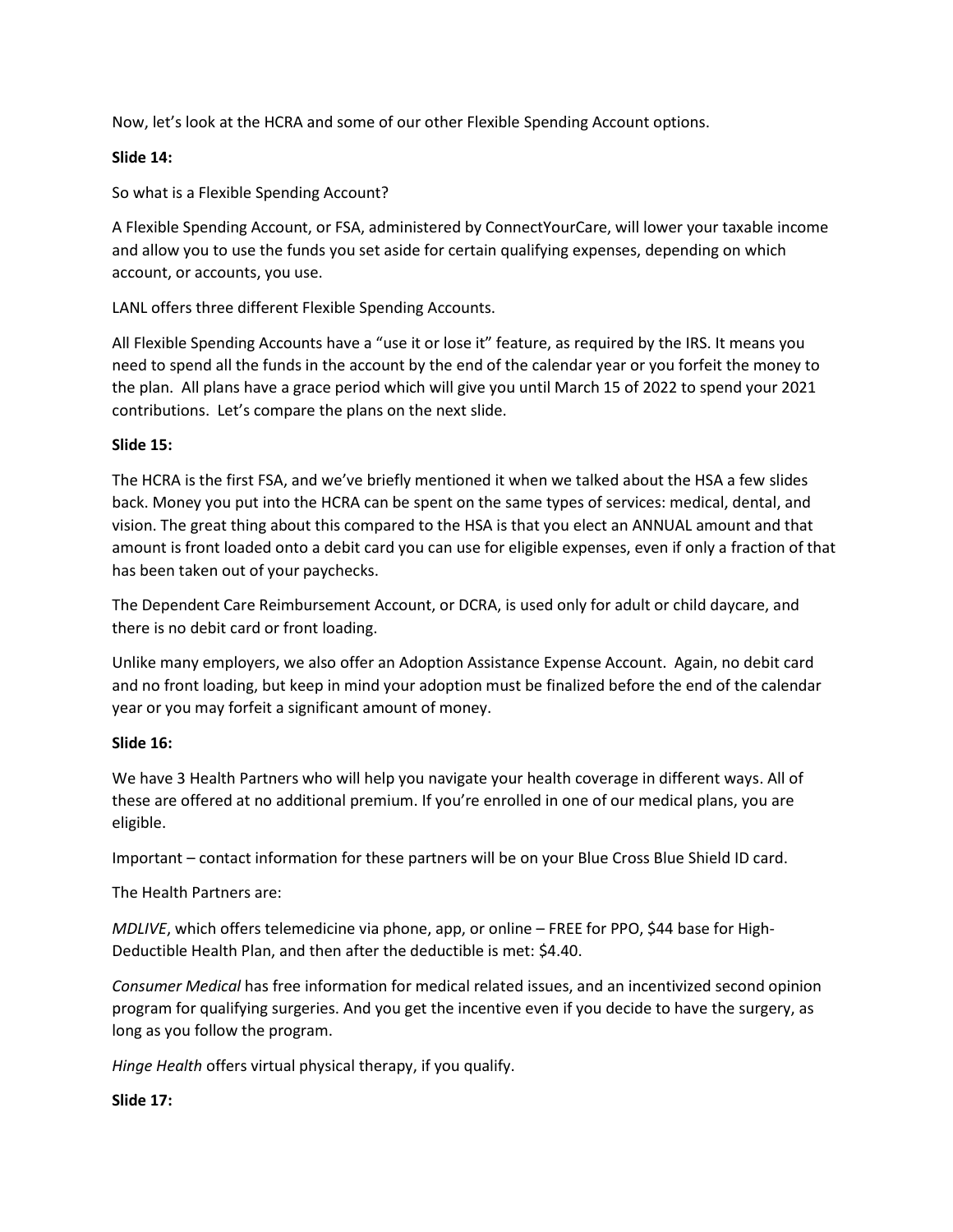Now, let's look at the HCRA and some of our other Flexible Spending Account options.

**Slide 14:**

So what is a Flexible Spending Account?

A Flexible Spending Account, or FSA, administered by ConnectYourCare, will lower your taxable income and allow you to use the funds you set aside for certain qualifying expenses, depending on which account, or accounts, you use.

LANL offers three different Flexible Spending Accounts.

All Flexible Spending Accounts have a "use it or lose it" feature, as required by the IRS. It means you need to spend all the funds in the account by the end of the calendar year or you forfeit the money to the plan. All plans have a grace period which will give you until March 15 of 2022 to spend your 2021 contributions. Let's compare the plans on the next slide.

**Slide 15:**

The HCRA is the first FSA, and we've briefly mentioned it when we talked about the HSA a few slides back. Money you put into the HCRA can be spent on the same types of services: medical, dental, and vision. The great thing about this compared to the HSA is that you elect an ANNUAL amount and that amount is front loaded onto a debit card you can use for eligible expenses, even if only a fraction of that has been taken out of your paychecks.

The Dependent Care Reimbursement Account, or DCRA, is used only for adult or child daycare, and there is no debit card or front loading.

Unlike many employers, we also offer an Adoption Assistance Expense Account. Again, no debit card and no front loading, but keep in mind your adoption must be finalized before the end of the calendar year or you may forfeit a significant amount of money.

**Slide 16:**

We have 3 Health Partners who will help you navigate your health coverage in different ways. All of these are offered at no additional premium. If you're enrolled in one of our medical plans, you are eligible.

Important – contact information for these partners will be on your Blue Cross Blue Shield ID card.

The Health Partners are:

*MDLIVE*, which offers telemedicine via phone, app, or online – FREE for PPO, $44 base for High-Deductible Health Plan, and then after the deductible is met: $4.40.

*Consumer Medical* has free information for medical related issues, and an incentivized second opinion program for qualifying surgeries. And you get the incentive even if you decide to have the surgery, as long as you follow the program.

*Hinge Health* offers virtual physical therapy, if you qualify.

**Slide 17:**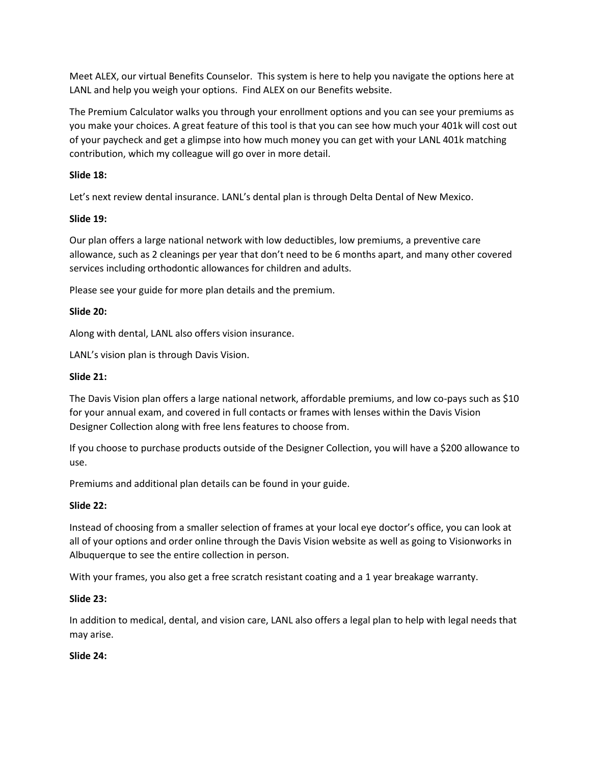Meet ALEX, our virtual Benefits Counselor. This system is here to help you navigate the options here at LANL and help you weigh your options. Find ALEX on our Benefits website.

The Premium Calculator walks you through your enrollment options and you can see your premiums as you make your choices. A great feature of this tool is that you can see how much your 401k will cost out of your paycheck and get a glimpse into how much money you can get with your LANL 401k matching contribution, which my colleague will go over in more detail.

**Slide 18:**

Let's next review dental insurance. LANL's dental plan is through Delta Dental of New Mexico.

**Slide 19:**

Our plan offers a large national network with low deductibles, low premiums, a preventive care allowance, such as 2 cleanings per year that don't need to be 6 months apart, and many other covered services including orthodontic allowances for children and adults.

Please see your guide for more plan details and the premium.

**Slide 20:**

Along with dental, LANL also offers vision insurance.

LANL's vision plan is through Davis Vision.

**Slide 21:**

The Davis Vision plan offers a large national network, affordable premiums, and low co-pays such as $10 for your annual exam, and covered in full contacts or frames with lenses within the Davis Vision Designer Collection along with free lens features to choose from.

If you choose to purchase products outside of the Designer Collection, you will have a $200 allowance to use.

Premiums and additional plan details can be found in your guide.

**Slide 22:**

Instead of choosing from a smaller selection of frames at your local eye doctor's office, you can look at all of your options and order online through the Davis Vision website as well as going to Visionworks in Albuquerque to see the entire collection in person.

With your frames, you also get a free scratch resistant coating and a 1 year breakage warranty.

**Slide 23:**

In addition to medical, dental, and vision care, LANL also offers a legal plan to help with legal needs that may arise.

**Slide 24:**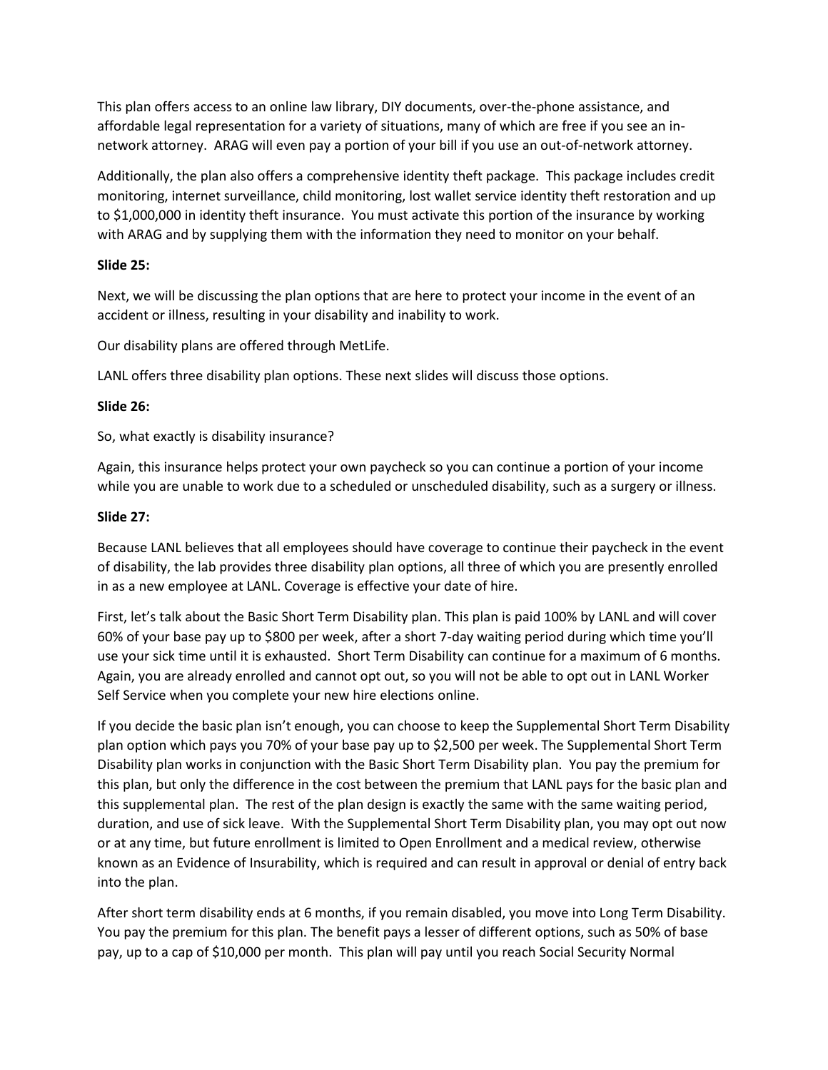This plan offers access to an online law library, DIY documents, over-the-phone assistance, and affordable legal representation for a variety of situations, many of which are free if you see an in-network attorney. ARAG will even pay a portion of your bill if you use an out-of-network attorney.

Additionally, the plan also offers a comprehensive identity theft package. This package includes credit monitoring, internet surveillance, child monitoring, lost wallet service identity theft restoration and up to $1,000,000 in identity theft insurance. You must activate this portion of the insurance by working with ARAG and by supplying them with the information they need to monitor on your behalf.

**Slide 25:**

Next, we will be discussing the plan options that are here to protect your income in the event of an accident or illness, resulting in your disability and inability to work.

Our disability plans are offered through MetLife.

LANL offers three disability plan options. These next slides will discuss those options.

**Slide 26:**

So, what exactly is disability insurance?

Again, this insurance helps protect your own paycheck so you can continue a portion of your income while you are unable to work due to a scheduled or unscheduled disability, such as a surgery or illness.

**Slide 27:**

Because LANL believes that all employees should have coverage to continue their paycheck in the event of disability, the lab provides three disability plan options, all three of which you are presently enrolled in as a new employee at LANL. Coverage is effective your date of hire.

First, let's talk about the Basic Short Term Disability plan. This plan is paid 100% by LANL and will cover 60% of your base pay up to $800 per week, after a short 7-day waiting period during which time you'll use your sick time until it is exhausted. Short Term Disability can continue for a maximum of 6 months. Again, you are already enrolled and cannot opt out, so you will not be able to opt out in LANL Worker Self Service when you complete your new hire elections online.

If you decide the basic plan isn't enough, you can choose to keep the Supplemental Short Term Disability plan option which pays you 70% of your base pay up to $2,500 per week. The Supplemental Short Term Disability plan works in conjunction with the Basic Short Term Disability plan. You pay the premium for this plan, but only the difference in the cost between the premium that LANL pays for the basic plan and this supplemental plan. The rest of the plan design is exactly the same with the same waiting period, duration, and use of sick leave. With the Supplemental Short Term Disability plan, you may opt out now or at any time, but future enrollment is limited to Open Enrollment and a medical review, otherwise known as an Evidence of Insurability, which is required and can result in approval or denial of entry back into the plan.

After short term disability ends at 6 months, if you remain disabled, you move into Long Term Disability. You pay the premium for this plan. The benefit pays a lesser of different options, such as 50% of base pay, up to a cap of $10,000 per month. This plan will pay until you reach Social Security Normal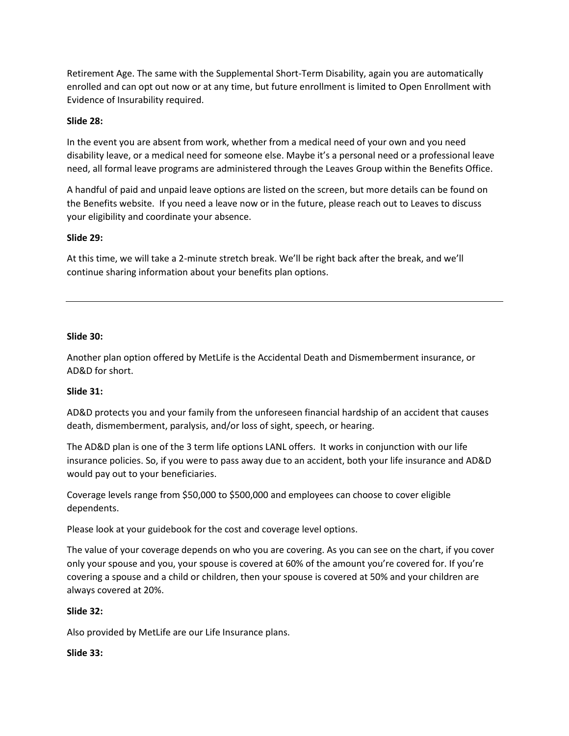Retirement Age. The same with the Supplemental Short-Term Disability, again you are automatically enrolled and can opt out now or at any time, but future enrollment is limited to Open Enrollment with Evidence of Insurability required.

**Slide 28:**

In the event you are absent from work, whether from a medical need of your own and you need disability leave, or a medical need for someone else. Maybe it's a personal need or a professional leave need, all formal leave programs are administered through the Leaves Group within the Benefits Office.

A handful of paid and unpaid leave options are listed on the screen, but more details can be found on the Benefits website. If you need a leave now or in the future, please reach out to Leaves to discuss your eligibility and coordinate your absence.

**Slide 29:**

At this time, we will take a 2-minute stretch break. We'll be right back after the break, and we'll continue sharing information about your benefits plan options.

---

**Slide 30:**

Another plan option offered by MetLife is the Accidental Death and Dismemberment insurance, or AD&D for short.

**Slide 31:**

AD&D protects you and your family from the unforeseen financial hardship of an accident that causes death, dismemberment, paralysis, and/or loss of sight, speech, or hearing.

The AD&D plan is one of the 3 term life options LANL offers. It works in conjunction with our life insurance policies. So, if you were to pass away due to an accident, both your life insurance and AD&D would pay out to your beneficiaries.

Coverage levels range from $50,000 to $500,000 and employees can choose to cover eligible dependents.

Please look at your guidebook for the cost and coverage level options.

The value of your coverage depends on who you are covering. As you can see on the chart, if you cover only your spouse and you, your spouse is covered at 60% of the amount you're covered for. If you're covering a spouse and a child or children, then your spouse is covered at 50% and your children are always covered at 20%.

**Slide 32:**

Also provided by MetLife are our Life Insurance plans.

**Slide 33:**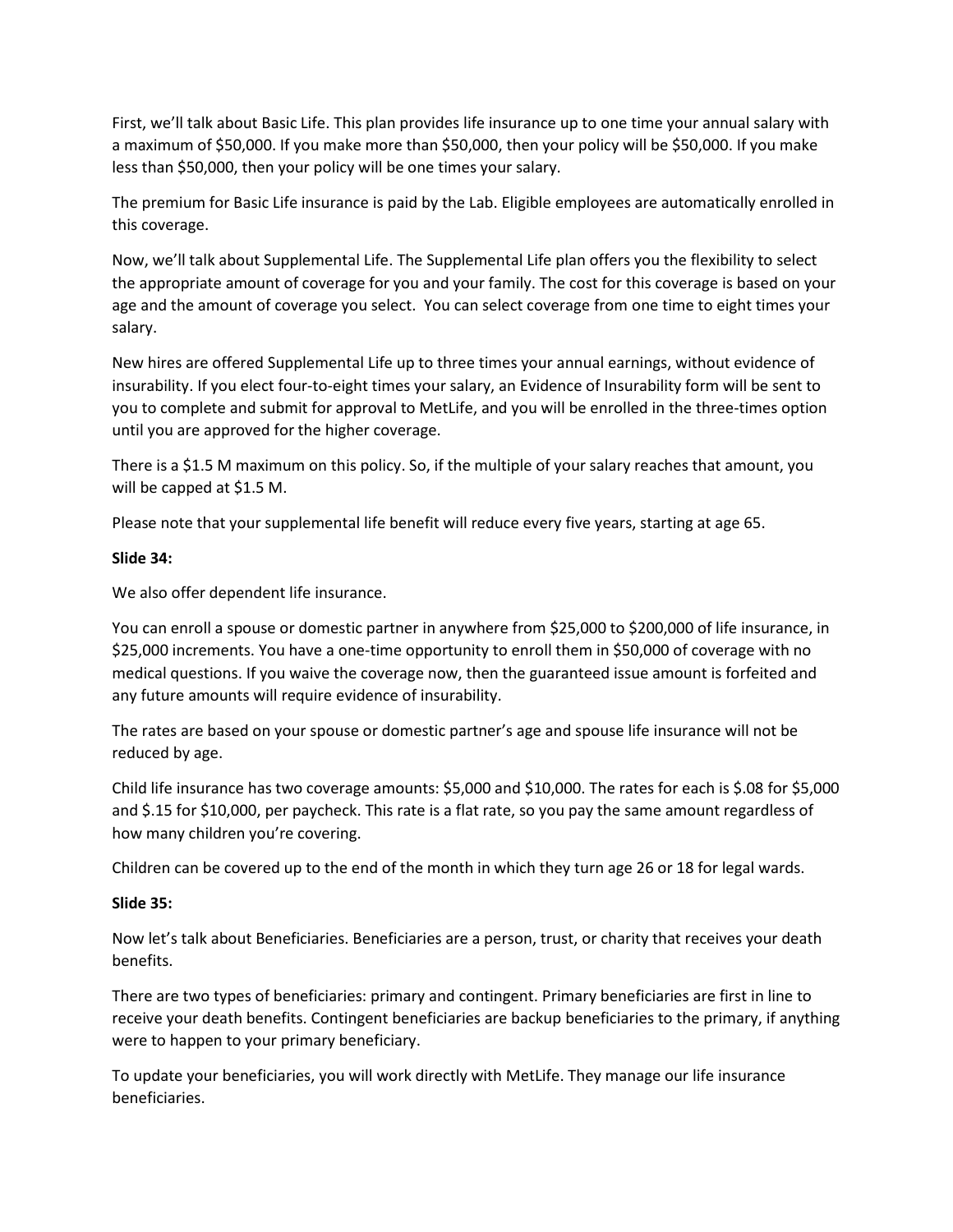First, we'll talk about Basic Life. This plan provides life insurance up to one time your annual salary with a maximum of $50,000. If you make more than $50,000, then your policy will be $50,000. If you make less than $50,000, then your policy will be one times your salary.

The premium for Basic Life insurance is paid by the Lab. Eligible employees are automatically enrolled in this coverage.

Now, we'll talk about Supplemental Life. The Supplemental Life plan offers you the flexibility to select the appropriate amount of coverage for you and your family. The cost for this coverage is based on your age and the amount of coverage you select. You can select coverage from one time to eight times your salary.

New hires are offered Supplemental Life up to three times your annual earnings, without evidence of insurability. If you elect four-to-eight times your salary, an Evidence of Insurability form will be sent to you to complete and submit for approval to MetLife, and you will be enrolled in the three-times option until you are approved for the higher coverage.

There is a $1.5 M maximum on this policy. So, if the multiple of your salary reaches that amount, you will be capped at $1.5 M.

Please note that your supplemental life benefit will reduce every five years, starting at age 65.

**Slide 34:**

We also offer dependent life insurance.

You can enroll a spouse or domestic partner in anywhere from $25,000 to $200,000 of life insurance, in $25,000 increments. You have a one-time opportunity to enroll them in $50,000 of coverage with no medical questions. If you waive the coverage now, then the guaranteed issue amount is forfeited and any future amounts will require evidence of insurability.

The rates are based on your spouse or domestic partner's age and spouse life insurance will not be reduced by age.

Child life insurance has two coverage amounts: $5,000 and $10,000. The rates for each is $.08 for $5,000 and $.15 for $10,000, per paycheck. This rate is a flat rate, so you pay the same amount regardless of how many children you're covering.

Children can be covered up to the end of the month in which they turn age 26 or 18 for legal wards.

**Slide 35:**

Now let's talk about Beneficiaries. Beneficiaries are a person, trust, or charity that receives your death benefits.

There are two types of beneficiaries: primary and contingent. Primary beneficiaries are first in line to receive your death benefits. Contingent beneficiaries are backup beneficiaries to the primary, if anything were to happen to your primary beneficiary.

To update your beneficiaries, you will work directly with MetLife. They manage our life insurance beneficiaries.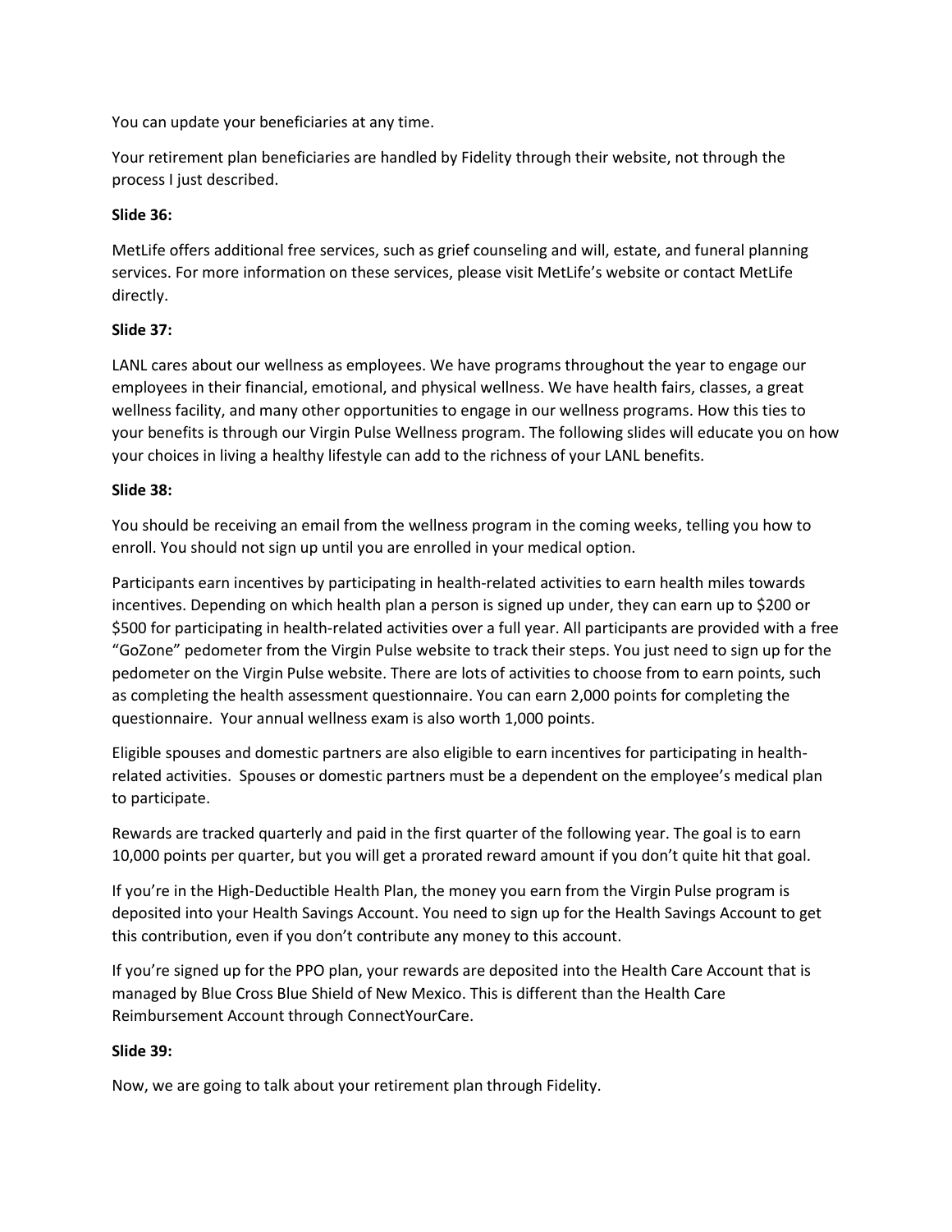You can update your beneficiaries at any time.

Your retirement plan beneficiaries are handled by Fidelity through their website, not through the process I just described.

**Slide 36:**

MetLife offers additional free services, such as grief counseling and will, estate, and funeral planning services. For more information on these services, please visit MetLife's website or contact MetLife directly.

**Slide 37:**

LANL cares about our wellness as employees. We have programs throughout the year to engage our employees in their financial, emotional, and physical wellness. We have health fairs, classes, a great wellness facility, and many other opportunities to engage in our wellness programs. How this ties to your benefits is through our Virgin Pulse Wellness program. The following slides will educate you on how your choices in living a healthy lifestyle can add to the richness of your LANL benefits.

**Slide 38:**

You should be receiving an email from the wellness program in the coming weeks, telling you how to enroll. You should not sign up until you are enrolled in your medical option.

Participants earn incentives by participating in health-related activities to earn health miles towards incentives. Depending on which health plan a person is signed up under, they can earn up to $200 or $500 for participating in health-related activities over a full year. All participants are provided with a free "GoZone" pedometer from the Virgin Pulse website to track their steps. You just need to sign up for the pedometer on the Virgin Pulse website. There are lots of activities to choose from to earn points, such as completing the health assessment questionnaire. You can earn 2,000 points for completing the questionnaire. Your annual wellness exam is also worth 1,000 points.

Eligible spouses and domestic partners are also eligible to earn incentives for participating in health-related activities. Spouses or domestic partners must be a dependent on the employee's medical plan to participate.

Rewards are tracked quarterly and paid in the first quarter of the following year. The goal is to earn 10,000 points per quarter, but you will get a prorated reward amount if you don't quite hit that goal.

If you're in the High-Deductible Health Plan, the money you earn from the Virgin Pulse program is deposited into your Health Savings Account. You need to sign up for the Health Savings Account to get this contribution, even if you don't contribute any money to this account.

If you're signed up for the PPO plan, your rewards are deposited into the Health Care Account that is managed by Blue Cross Blue Shield of New Mexico. This is different than the Health Care Reimbursement Account through ConnectYourCare.

**Slide 39:**

Now, we are going to talk about your retirement plan through Fidelity.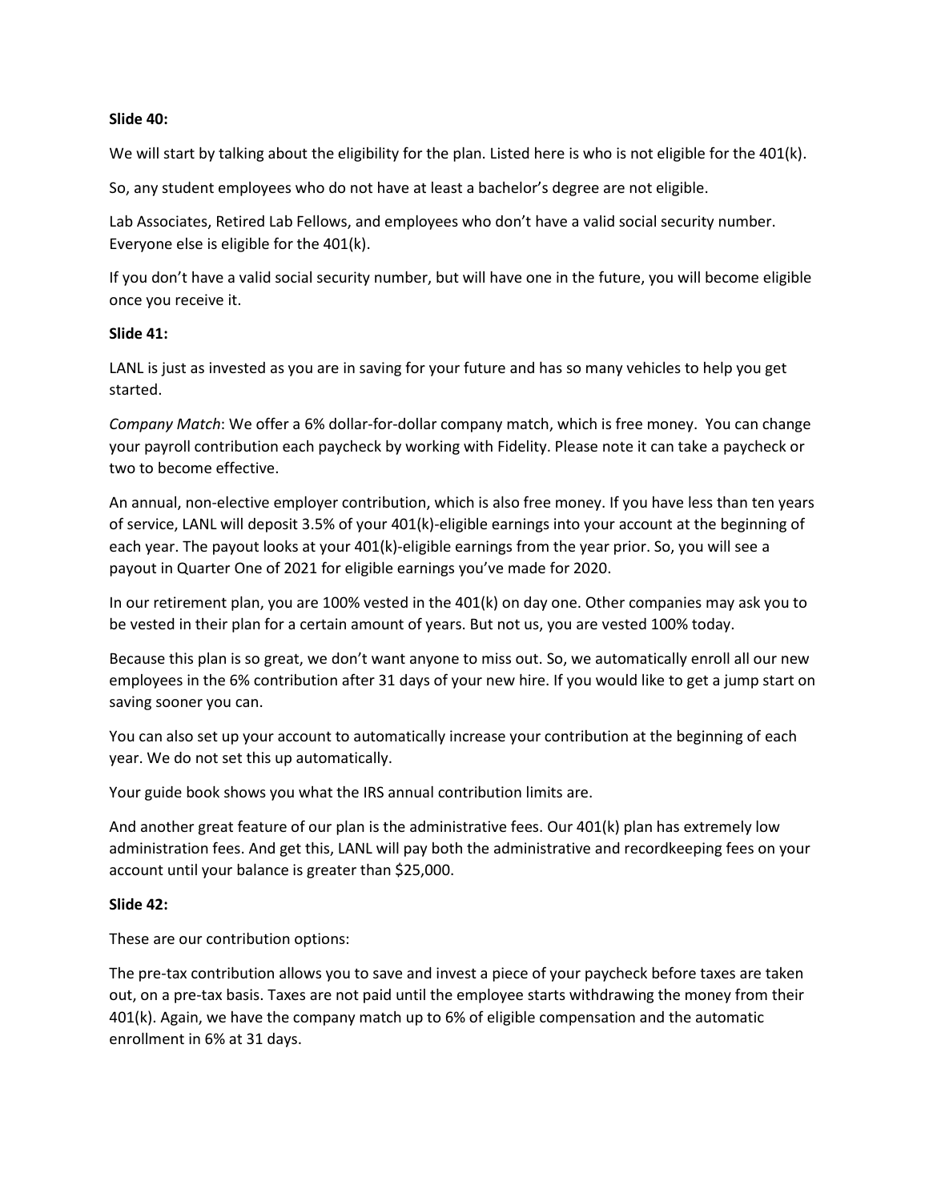**Slide 40:**

We will start by talking about the eligibility for the plan. Listed here is who is not eligible for the 401(k).

So, any student employees who do not have at least a bachelor's degree are not eligible.

Lab Associates, Retired Lab Fellows, and employees who don't have a valid social security number. Everyone else is eligible for the 401(k).

If you don't have a valid social security number, but will have one in the future, you will become eligible once you receive it.

**Slide 41:**

LANL is just as invested as you are in saving for your future and has so many vehicles to help you get started.

*Company Match*: We offer a 6% dollar-for-dollar company match, which is free money. You can change your payroll contribution each paycheck by working with Fidelity. Please note it can take a paycheck or two to become effective.

An annual, non-elective employer contribution, which is also free money. If you have less than ten years of service, LANL will deposit 3.5% of your 401(k)-eligible earnings into your account at the beginning of each year. The payout looks at your 401(k)-eligible earnings from the year prior. So, you will see a payout in Quarter One of 2021 for eligible earnings you've made for 2020.

In our retirement plan, you are 100% vested in the 401(k) on day one. Other companies may ask you to be vested in their plan for a certain amount of years. But not us, you are vested 100% today.

Because this plan is so great, we don't want anyone to miss out. So, we automatically enroll all our new employees in the 6% contribution after 31 days of your new hire. If you would like to get a jump start on saving sooner you can.

You can also set up your account to automatically increase your contribution at the beginning of each year. We do not set this up automatically.

Your guide book shows you what the IRS annual contribution limits are.

And another great feature of our plan is the administrative fees. Our 401(k) plan has extremely low administration fees. And get this, LANL will pay both the administrative and recordkeeping fees on your account until your balance is greater than $25,000.

**Slide 42:**

These are our contribution options:

The pre-tax contribution allows you to save and invest a piece of your paycheck before taxes are taken out, on a pre-tax basis. Taxes are not paid until the employee starts withdrawing the money from their 401(k). Again, we have the company match up to 6% of eligible compensation and the automatic enrollment in 6% at 31 days.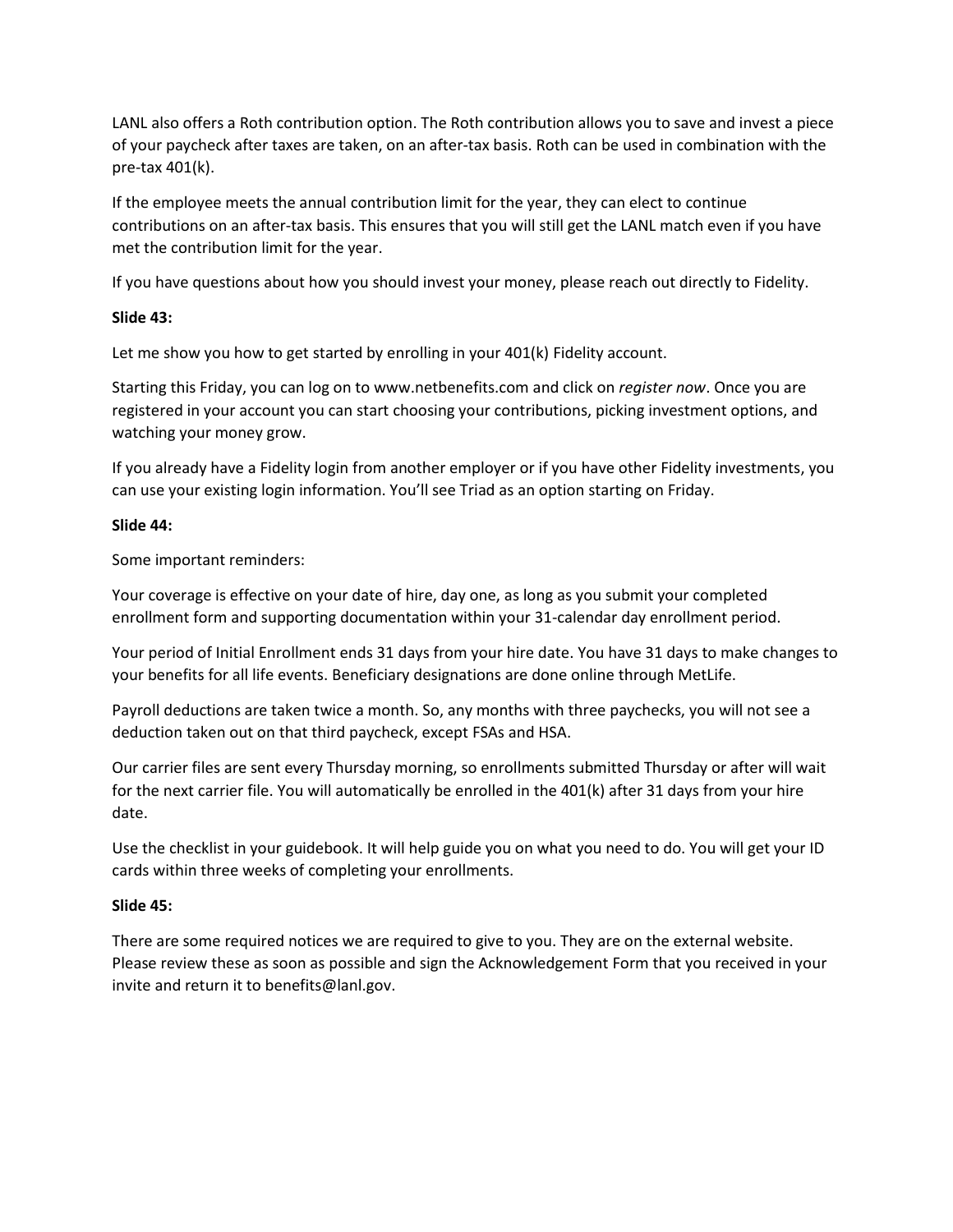LANL also offers a Roth contribution option. The Roth contribution allows you to save and invest a piece of your paycheck after taxes are taken, on an after-tax basis. Roth can be used in combination with the pre-tax 401(k).

If the employee meets the annual contribution limit for the year, they can elect to continue contributions on an after-tax basis. This ensures that you will still get the LANL match even if you have met the contribution limit for the year.

If you have questions about how you should invest your money, please reach out directly to Fidelity.

**Slide 43:**

Let me show you how to get started by enrolling in your 401(k) Fidelity account.

Starting this Friday, you can log on to www.netbenefits.com and click on *register now*. Once you are registered in your account you can start choosing your contributions, picking investment options, and watching your money grow.

If you already have a Fidelity login from another employer or if you have other Fidelity investments, you can use your existing login information. You'll see Triad as an option starting on Friday.

**Slide 44:**

Some important reminders:

Your coverage is effective on your date of hire, day one, as long as you submit your completed enrollment form and supporting documentation within your 31-calendar day enrollment period.

Your period of Initial Enrollment ends 31 days from your hire date. You have 31 days to make changes to your benefits for all life events. Beneficiary designations are done online through MetLife.

Payroll deductions are taken twice a month. So, any months with three paychecks, you will not see a deduction taken out on that third paycheck, except FSAs and HSA.

Our carrier files are sent every Thursday morning, so enrollments submitted Thursday or after will wait for the next carrier file. You will automatically be enrolled in the 401(k) after 31 days from your hire date.

Use the checklist in your guidebook. It will help guide you on what you need to do. You will get your ID cards within three weeks of completing your enrollments.

**Slide 45:**

There are some required notices we are required to give to you. They are on the external website. Please review these as soon as possible and sign the Acknowledgement Form that you received in your invite and return it to benefits@lanl.gov.